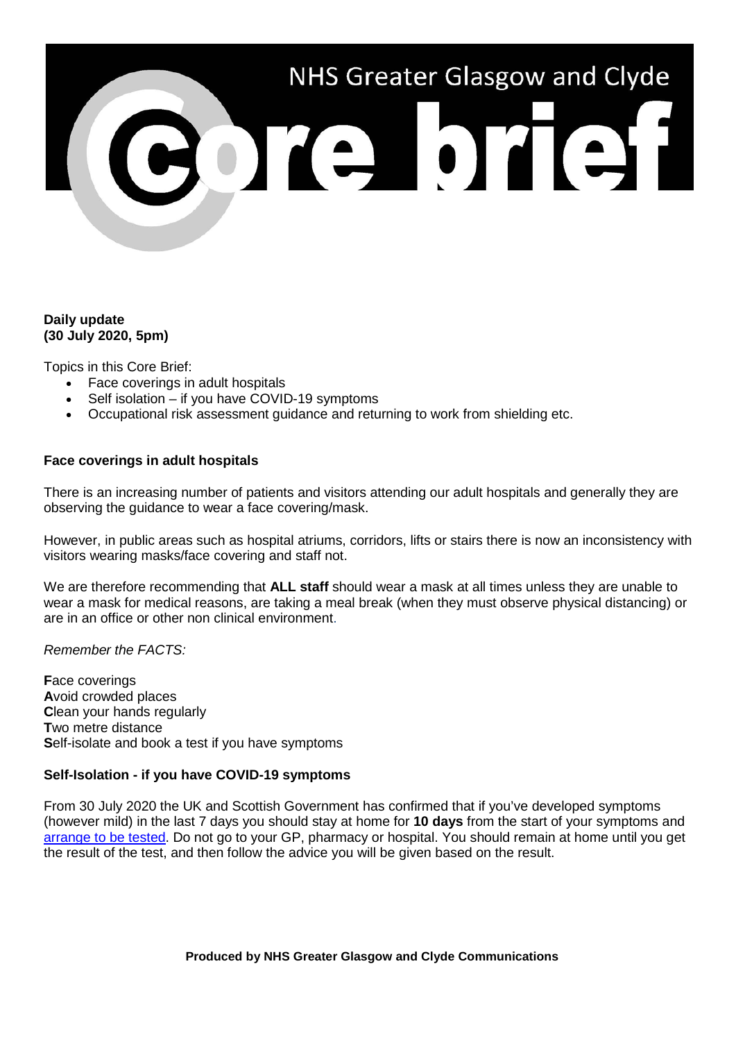# NHS Greater Glasgow and Clyde Core brief

**Daily update**
**(30 July 2020, 5pm)**

Topics in this Core Brief:

- Face coverings in adult hospitals
- Self isolation – if you have COVID-19 symptoms
- Occupational risk assessment guidance and returning to work from shielding etc.

## Face coverings in adult hospitals

There is an increasing number of patients and visitors attending our adult hospitals and generally they are observing the guidance to wear a face covering/mask.

However, in public areas such as hospital atriums, corridors, lifts or stairs there is now an inconsistency with visitors wearing masks/face covering and staff not.

We are therefore recommending that **ALL staff** should wear a mask at all times unless they are unable to wear a mask for medical reasons, are taking a meal break (when they must observe physical distancing) or are in an office or other non clinical environment.

*Remember the FACTS:*

**F**ace coverings
**A**void crowded places
**C**lean your hands regularly
**T**wo metre distance
**S**elf-isolate and book a test if you have symptoms

## Self-Isolation - if you have COVID-19 symptoms

From 30 July 2020 the UK and Scottish Government has confirmed that if you've developed symptoms (however mild) in the last 7 days you should stay at home for **10 days** from the start of your symptoms and arrange to be tested. Do not go to your GP, pharmacy or hospital. You should remain at home until you get the result of the test, and then follow the advice you will be given based on the result.

**Produced by NHS Greater Glasgow and Clyde Communications**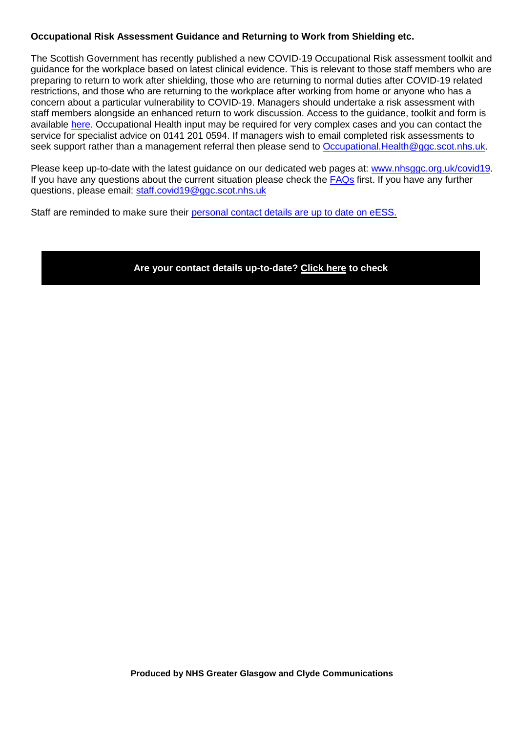**Occupational Risk Assessment Guidance and Returning to Work from Shielding etc.**

The Scottish Government has recently published a new COVID-19 Occupational Risk assessment toolkit and guidance for the workplace based on latest clinical evidence. This is relevant to those staff members who are preparing to return to work after shielding, those who are returning to normal duties after COVID-19 related restrictions, and those who are returning to the workplace after working from home or anyone who has a concern about a particular vulnerability to COVID-19. Managers should undertake a risk assessment with staff members alongside an enhanced return to work discussion. Access to the guidance, toolkit and form is available here. Occupational Health input may be required for very complex cases and you can contact the service for specialist advice on 0141 201 0594. If managers wish to email completed risk assessments to seek support rather than a management referral then please send to Occupational.Health@ggc.scot.nhs.uk.

Please keep up-to-date with the latest guidance on our dedicated web pages at: www.nhsggc.org.uk/covid19. If you have any questions about the current situation please check the FAQs first. If you have any further questions, please email: staff.covid19@ggc.scot.nhs.uk

Staff are reminded to make sure their personal contact details are up to date on eESS.

**Are your contact details up-to-date? Click here to check**

**Produced by NHS Greater Glasgow and Clyde Communications**